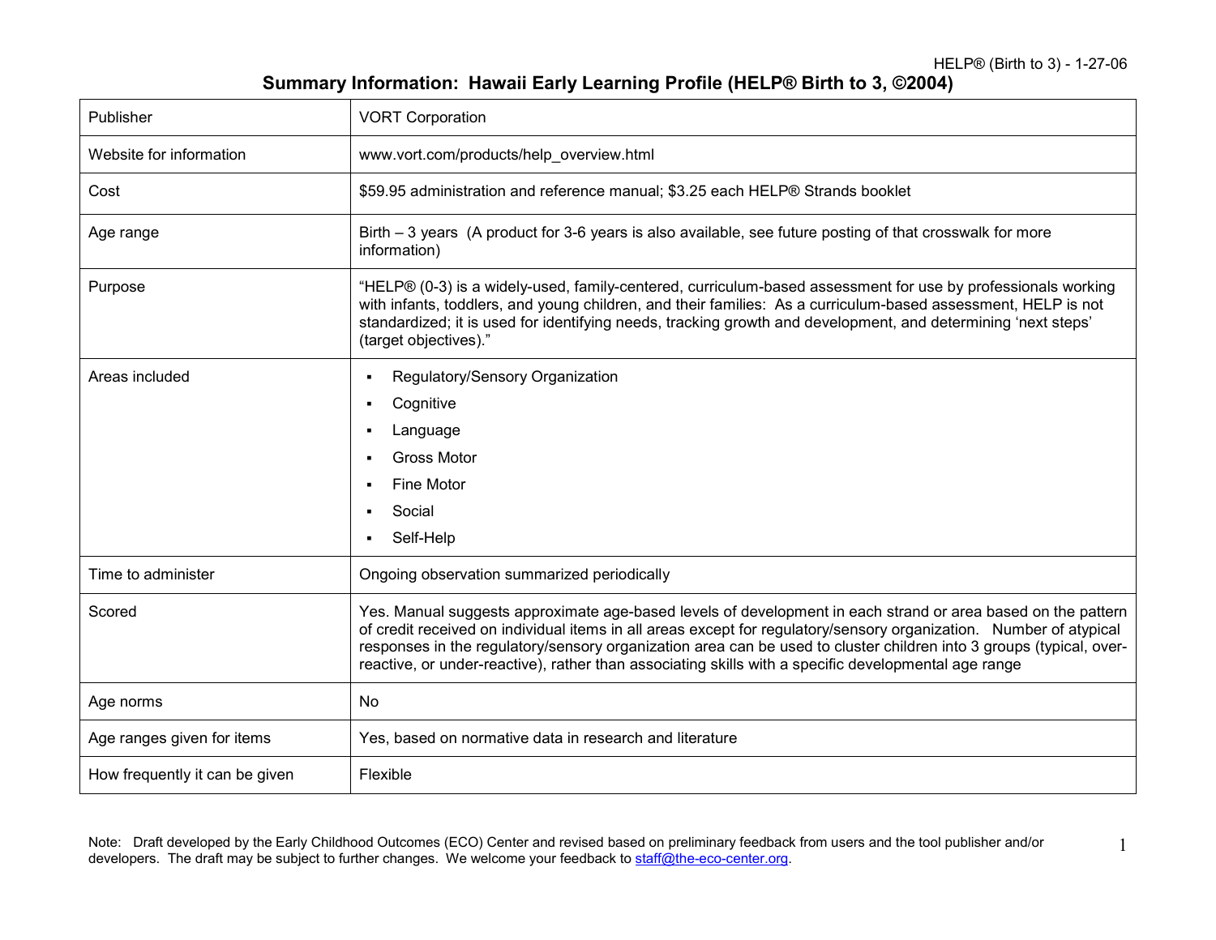# Summary Information: Hawaii Early Learning Profile (HELP® Birth to 3, ©2004)

| | |
|---|---|
| Publisher | VORT Corporation |
| Website for information | www.vort.com/products/help_overview.html |
| Cost | $59.95 administration and reference manual; $3.25 each HELP® Strands booklet |
| Age range | Birth – 3 years (A product for 3-6 years is also available, see future posting of that crosswalk for more information) |
| Purpose | "HELP® (0-3) is a widely-used, family-centered, curriculum-based assessment for use by professionals working with infants, toddlers, and young children, and their families: As a curriculum-based assessment, HELP is not standardized; it is used for identifying needs, tracking growth and development, and determining 'next steps' (target objectives)." |
| Areas included | ▪ Regulatory/Sensory Organization<br>▪ Cognitive<br>▪ Language<br>▪ Gross Motor<br>▪ Fine Motor<br>▪ Social<br>▪ Self-Help |
| Time to administer | Ongoing observation summarized periodically |
| Scored | Yes. Manual suggests approximate age-based levels of development in each strand or area based on the pattern of credit received on individual items in all areas except for regulatory/sensory organization. Number of atypical responses in the regulatory/sensory organization area can be used to cluster children into 3 groups (typical, over-reactive, or under-reactive), rather than associating skills with a specific developmental age range |
| Age norms | No |
| Age ranges given for items | Yes, based on normative data in research and literature |
| How frequently it can be given | Flexible |

Note: Draft developed by the Early Childhood Outcomes (ECO) Center and revised based on preliminary feedback from users and the tool publisher and/or developers. The draft may be subject to further changes. We welcome your feedback to staff@the-eco-center.org.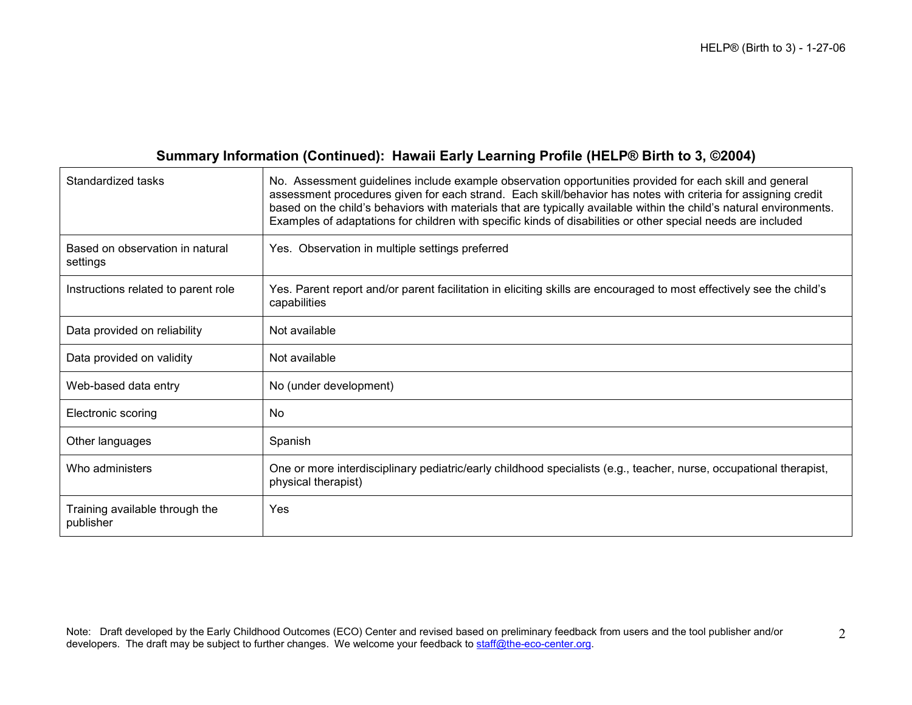## Summary Information (Continued): Hawaii Early Learning Profile (HELP® Birth to 3, ©2004)

| | |
|---|---|
| Standardized tasks | No. Assessment guidelines include example observation opportunities provided for each skill and general assessment procedures given for each strand. Each skill/behavior has notes with criteria for assigning credit based on the child's behaviors with materials that are typically available within the child's natural environments. Examples of adaptations for children with specific kinds of disabilities or other special needs are included |
| Based on observation in natural settings | Yes. Observation in multiple settings preferred |
| Instructions related to parent role | Yes. Parent report and/or parent facilitation in eliciting skills are encouraged to most effectively see the child's capabilities |
| Data provided on reliability | Not available |
| Data provided on validity | Not available |
| Web-based data entry | No (under development) |
| Electronic scoring | No |
| Other languages | Spanish |
| Who administers | One or more interdisciplinary pediatric/early childhood specialists (e.g., teacher, nurse, occupational therapist, physical therapist) |
| Training available through the publisher | Yes |

Note: Draft developed by the Early Childhood Outcomes (ECO) Center and revised based on preliminary feedback from users and the tool publisher and/or developers. The draft may be subject to further changes. We welcome your feedback to staff@the-eco-center.org.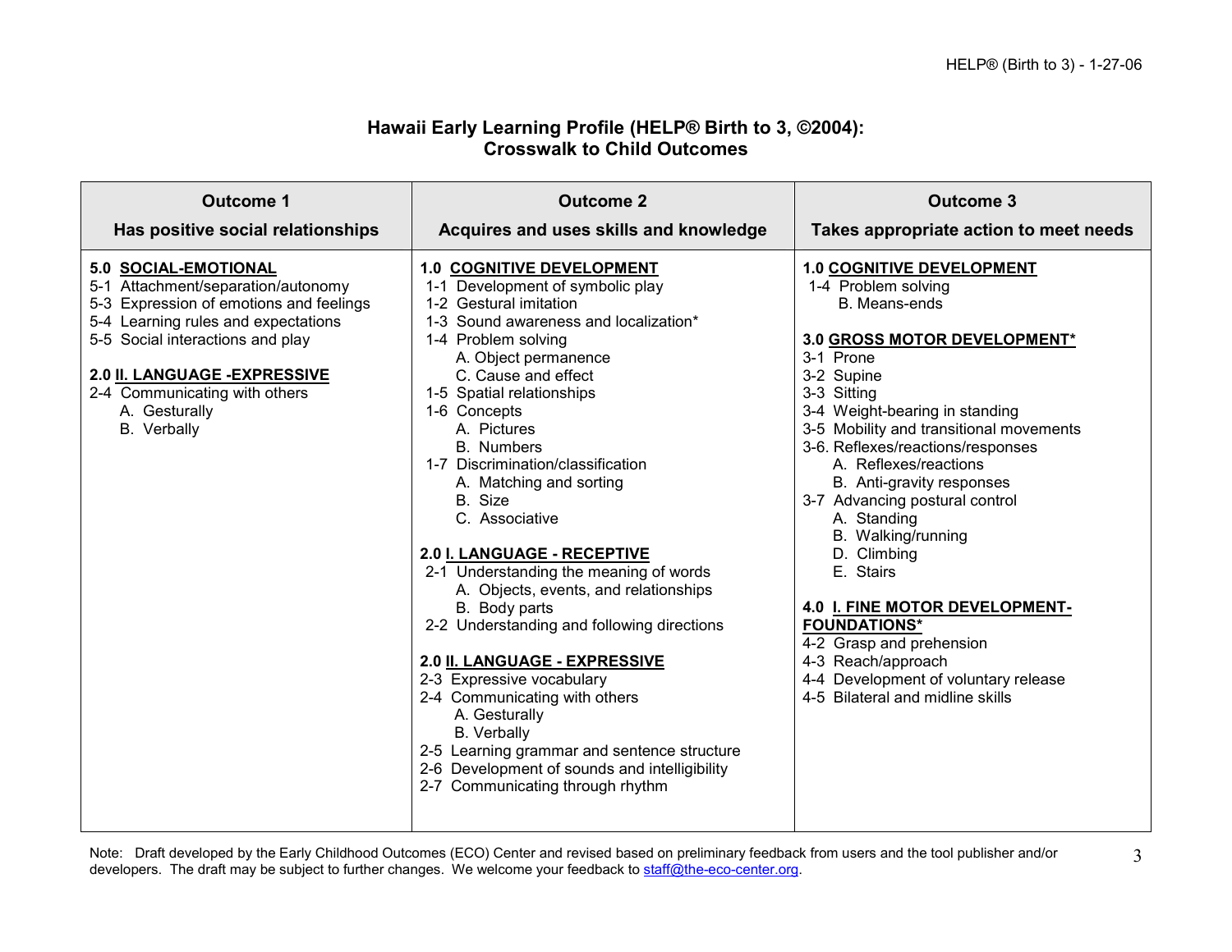# Hawaii Early Learning Profile (HELP® Birth to 3, ©2004): Crosswalk to Child Outcomes

| Outcome 1<br><br>Has positive social relationships | Outcome 2<br><br>Acquires and uses skills and knowledge | Outcome 3<br><br>Takes appropriate action to meet needs |
|---|---|---|
| **5.0 <u>SOCIAL-EMOTIONAL</u>**<br>5-1 Attachment/separation/autonomy<br>5-3 Expression of emotions and feelings<br>5-4 Learning rules and expectations<br>5-5 Social interactions and play<br><br>**2.0 <u>II. LANGUAGE -EXPRESSIVE</u>**<br>2-4 Communicating with others<br>A. Gesturally<br>B. Verbally | **1.0 <u>COGNITIVE DEVELOPMENT</u>**<br>1-1 Development of symbolic play<br>1-2 Gestural imitation<br>1-3 Sound awareness and localization*<br>1-4 Problem solving<br>A. Object permanence<br>C. Cause and effect<br>1-5 Spatial relationships<br>1-6 Concepts<br>A. Pictures<br>B. Numbers<br>1-7 Discrimination/classification<br>A. Matching and sorting<br>B. Size<br>C. Associative<br><br>**2.0 <u>I. LANGUAGE - RECEPTIVE</u>**<br>2-1 Understanding the meaning of words<br>A. Objects, events, and relationships<br>B. Body parts<br>2-2 Understanding and following directions<br><br>**2.0 <u>II. LANGUAGE - EXPRESSIVE</u>**<br>2-3 Expressive vocabulary<br>2-4 Communicating with others<br>A. Gesturally<br>B. Verbally<br>2-5 Learning grammar and sentence structure<br>2-6 Development of sounds and intelligibility<br>2-7 Communicating through rhythm | **1.0 <u>COGNITIVE DEVELOPMENT</u>**<br>1-4 Problem solving<br>B. Means-ends<br><br>**3.0 <u>GROSS MOTOR DEVELOPMENT*</u>**<br>3-1 Prone<br>3-2 Supine<br>3-3 Sitting<br>3-4 Weight-bearing in standing<br>3-5 Mobility and transitional movements<br>3-6. Reflexes/reactions/responses<br>A. Reflexes/reactions<br>B. Anti-gravity responses<br>3-7 Advancing postural control<br>A. Standing<br>B. Walking/running<br>D. Climbing<br>E. Stairs<br><br>**4.0 <u>I. FINE MOTOR DEVELOPMENT-FOUNDATIONS*</u>**<br>4-2 Grasp and prehension<br>4-3 Reach/approach<br>4-4 Development of voluntary release<br>4-5 Bilateral and midline skills |

Note: Draft developed by the Early Childhood Outcomes (ECO) Center and revised based on preliminary feedback from users and the tool publisher and/or developers. The draft may be subject to further changes. We welcome your feedback to staff@the-eco-center.org.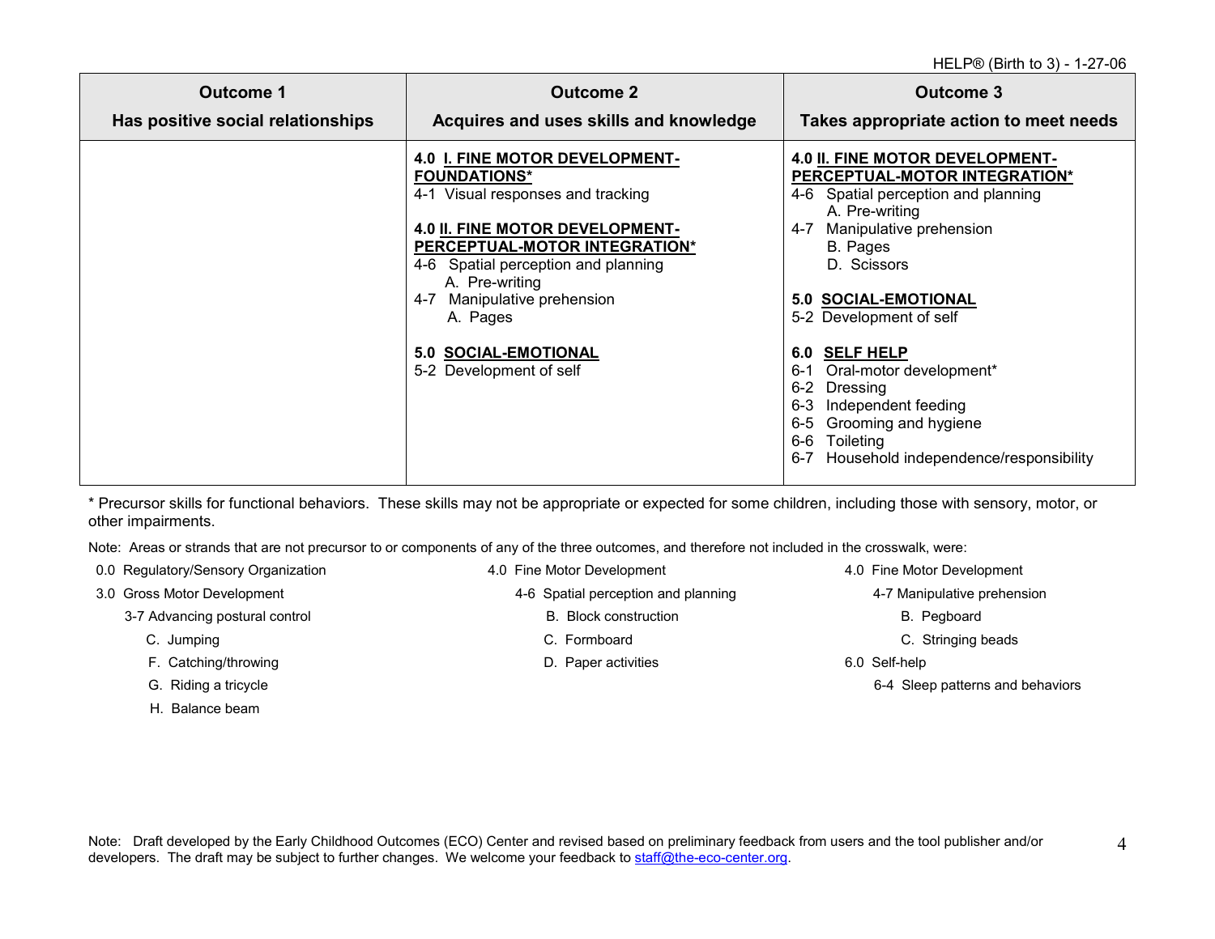| Outcome 1<br>Has positive social relationships | Outcome 2<br>Acquires and uses skills and knowledge | Outcome 3<br>Takes appropriate action to meet needs |
|---|---|---|
| | **4.0 <u>I. FINE MOTOR DEVELOPMENT-FOUNDATIONS</u>***<br>4-1 Visual responses and tracking<br><br>**4.0 <u>II. FINE MOTOR DEVELOPMENT-PERCEPTUAL-MOTOR INTEGRATION*</u>**<br>4-6 Spatial perception and planning<br>A. Pre-writing<br>4-7 Manipulative prehension<br>A. Pages<br><br>**5.0 <u>SOCIAL-EMOTIONAL</u>**<br>5-2 Development of self | **4.0 <u>II. FINE MOTOR DEVELOPMENT-PERCEPTUAL-MOTOR INTEGRATION*</u>**<br>4-6 Spatial perception and planning<br>A. Pre-writing<br>4-7 Manipulative prehension<br>B. Pages<br>D. Scissors<br><br>**5.0 <u>SOCIAL-EMOTIONAL</u>**<br>5-2 Development of self<br><br>**6.0 <u>SELF HELP</u>**<br>6-1 Oral-motor development*<br>6-2 Dressing<br>6-3 Independent feeding<br>6-5 Grooming and hygiene<br>6-6 Toileting<br>6-7 Household independence/responsibility |

* Precursor skills for functional behaviors. These skills may not be appropriate or expected for some children, including those with sensory, motor, or other impairments.

Note: Areas or strands that are not precursor to or components of any of the three outcomes, and therefore not included in the crosswalk, were:

- 0.0 Regulatory/Sensory Organization
- 3.0 Gross Motor Development
  - 3-7 Advancing postural control
    - C. Jumping
    - F. Catching/throwing
    - G. Riding a tricycle
    - H. Balance beam
- 4.0 Fine Motor Development
  - 4-6 Spatial perception and planning
    - B. Block construction
    - C. Formboard
    - D. Paper activities
- 4.0 Fine Motor Development
  - 4-7 Manipulative prehension
    - B. Pegboard
    - C. Stringing beads
- 6.0 Self-help
  - 6-4 Sleep patterns and behaviors

Note: Draft developed by the Early Childhood Outcomes (ECO) Center and revised based on preliminary feedback from users and the tool publisher and/or developers. The draft may be subject to further changes. We welcome your feedback to staff@the-eco-center.org.